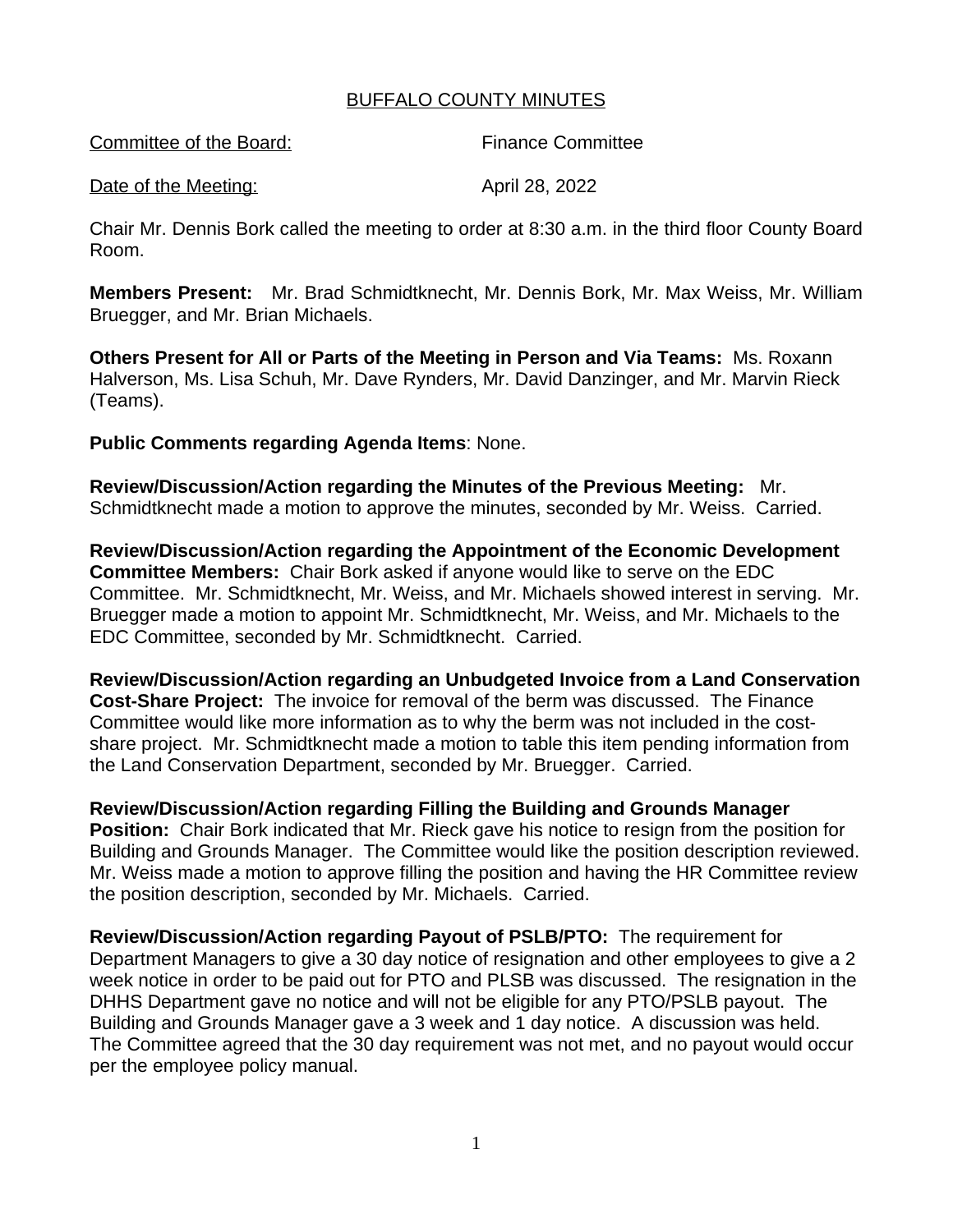# BUFFALO COUNTY MINUTES

Committee of the Board: Finance Committee

Date of the Meeting: April 28, 2022

Chair Mr. Dennis Bork called the meeting to order at 8:30 a.m. in the third floor County Board Room.

**Members Present:** Mr. Brad Schmidtknecht, Mr. Dennis Bork, Mr. Max Weiss, Mr. William Bruegger, and Mr. Brian Michaels.

**Others Present for All or Parts of the Meeting in Person and Via Teams:** Ms. Roxann Halverson, Ms. Lisa Schuh, Mr. Dave Rynders, Mr. David Danzinger, and Mr. Marvin Rieck (Teams).

**Public Comments regarding Agenda Items**: None.

**Review/Discussion/Action regarding the Minutes of the Previous Meeting:** Mr. Schmidtknecht made a motion to approve the minutes, seconded by Mr. Weiss. Carried.

**Review/Discussion/Action regarding the Appointment of the Economic Development Committee Members:** Chair Bork asked if anyone would like to serve on the EDC Committee. Mr. Schmidtknecht, Mr. Weiss, and Mr. Michaels showed interest in serving. Mr. Bruegger made a motion to appoint Mr. Schmidtknecht, Mr. Weiss, and Mr. Michaels to the EDC Committee, seconded by Mr. Schmidtknecht. Carried.

**Review/Discussion/Action regarding an Unbudgeted Invoice from a Land Conservation Cost-Share Project:** The invoice for removal of the berm was discussed. The Finance Committee would like more information as to why the berm was not included in the cost-share project. Mr. Schmidtknecht made a motion to table this item pending information from the Land Conservation Department, seconded by Mr. Bruegger. Carried.

**Review/Discussion/Action regarding Filling the Building and Grounds Manager Position:** Chair Bork indicated that Mr. Rieck gave his notice to resign from the position for Building and Grounds Manager. The Committee would like the position description reviewed. Mr. Weiss made a motion to approve filling the position and having the HR Committee review the position description, seconded by Mr. Michaels. Carried.

**Review/Discussion/Action regarding Payout of PSLB/PTO:** The requirement for Department Managers to give a 30 day notice of resignation and other employees to give a 2 week notice in order to be paid out for PTO and PLSB was discussed. The resignation in the DHHS Department gave no notice and will not be eligible for any PTO/PSLB payout. The Building and Grounds Manager gave a 3 week and 1 day notice. A discussion was held. The Committee agreed that the 30 day requirement was not met, and no payout would occur per the employee policy manual.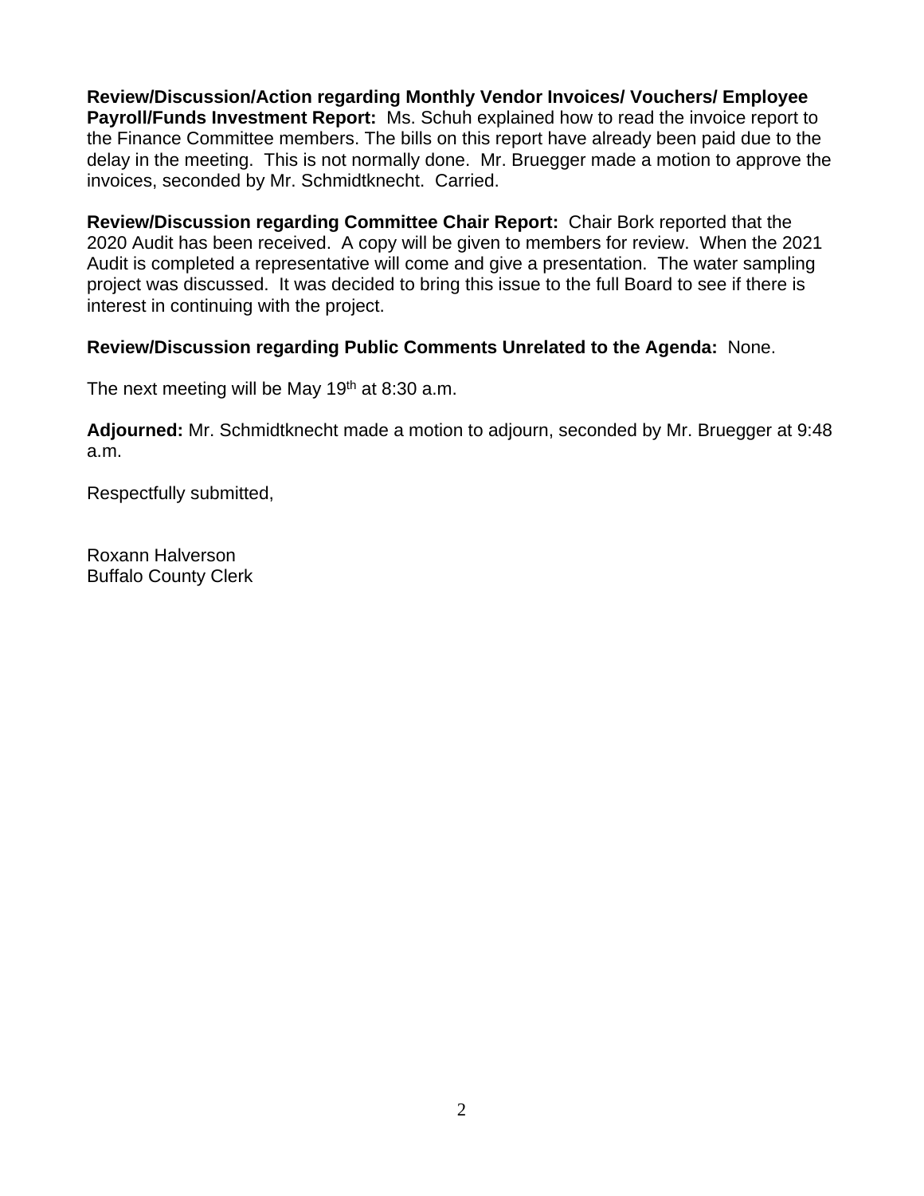**Review/Discussion/Action regarding Monthly Vendor Invoices/ Vouchers/ Employee Payroll/Funds Investment Report:** Ms. Schuh explained how to read the invoice report to the Finance Committee members. The bills on this report have already been paid due to the delay in the meeting. This is not normally done. Mr. Bruegger made a motion to approve the invoices, seconded by Mr. Schmidtknecht. Carried.

**Review/Discussion regarding Committee Chair Report:** Chair Bork reported that the 2020 Audit has been received. A copy will be given to members for review. When the 2021 Audit is completed a representative will come and give a presentation. The water sampling project was discussed. It was decided to bring this issue to the full Board to see if there is interest in continuing with the project.

**Review/Discussion regarding Public Comments Unrelated to the Agenda:** None.

The next meeting will be May 19th at 8:30 a.m.

**Adjourned:** Mr. Schmidtknecht made a motion to adjourn, seconded by Mr. Bruegger at 9:48 a.m.

Respectfully submitted,

Roxann Halverson
Buffalo County Clerk